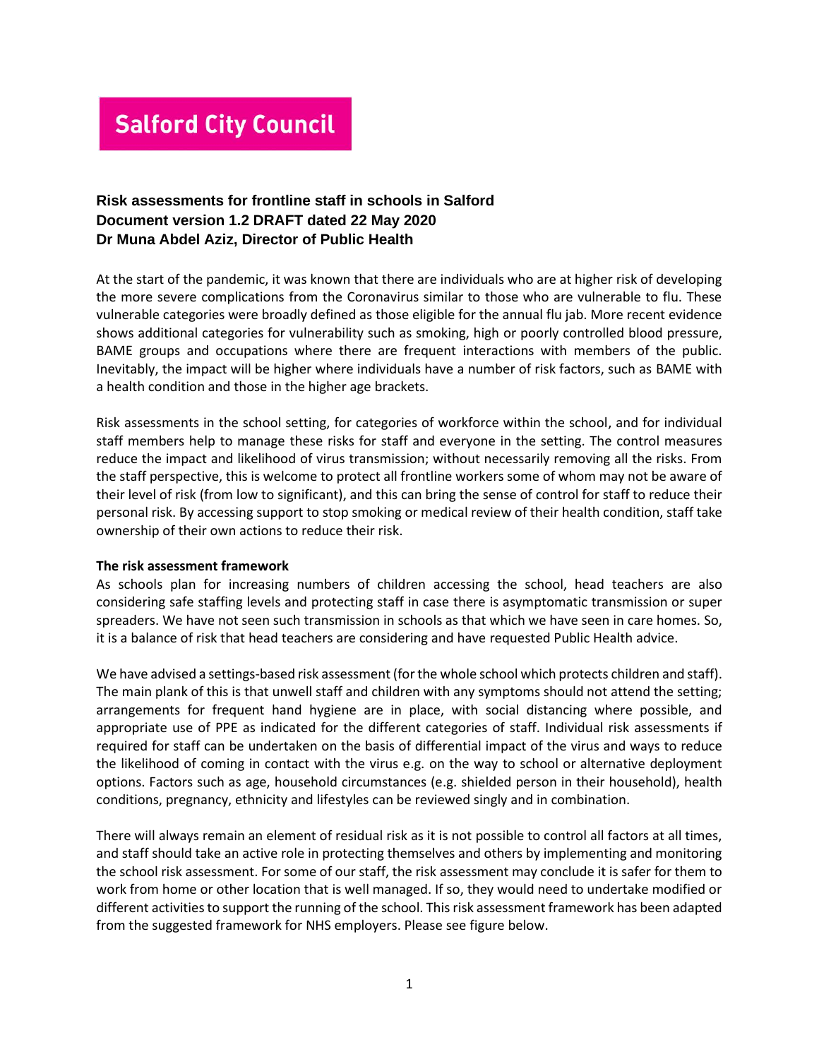Salford City Council

**Risk assessments for frontline staff in schools in Salford**
**Document version 1.2 DRAFT dated 22 May 2020**
**Dr Muna Abdel Aziz, Director of Public Health**

At the start of the pandemic, it was known that there are individuals who are at higher risk of developing the more severe complications from the Coronavirus similar to those who are vulnerable to flu. These vulnerable categories were broadly defined as those eligible for the annual flu jab. More recent evidence shows additional categories for vulnerability such as smoking, high or poorly controlled blood pressure, BAME groups and occupations where there are frequent interactions with members of the public. Inevitably, the impact will be higher where individuals have a number of risk factors, such as BAME with a health condition and those in the higher age brackets.

Risk assessments in the school setting, for categories of workforce within the school, and for individual staff members help to manage these risks for staff and everyone in the setting. The control measures reduce the impact and likelihood of virus transmission; without necessarily removing all the risks. From the staff perspective, this is welcome to protect all frontline workers some of whom may not be aware of their level of risk (from low to significant), and this can bring the sense of control for staff to reduce their personal risk. By accessing support to stop smoking or medical review of their health condition, staff take ownership of their own actions to reduce their risk.

**The risk assessment framework**

As schools plan for increasing numbers of children accessing the school, head teachers are also considering safe staffing levels and protecting staff in case there is asymptomatic transmission or super spreaders. We have not seen such transmission in schools as that which we have seen in care homes. So, it is a balance of risk that head teachers are considering and have requested Public Health advice.

We have advised a settings-based risk assessment (for the whole school which protects children and staff). The main plank of this is that unwell staff and children with any symptoms should not attend the setting; arrangements for frequent hand hygiene are in place, with social distancing where possible, and appropriate use of PPE as indicated for the different categories of staff. Individual risk assessments if required for staff can be undertaken on the basis of differential impact of the virus and ways to reduce the likelihood of coming in contact with the virus e.g. on the way to school or alternative deployment options. Factors such as age, household circumstances (e.g. shielded person in their household), health conditions, pregnancy, ethnicity and lifestyles can be reviewed singly and in combination.

There will always remain an element of residual risk as it is not possible to control all factors at all times, and staff should take an active role in protecting themselves and others by implementing and monitoring the school risk assessment. For some of our staff, the risk assessment may conclude it is safer for them to work from home or other location that is well managed. If so, they would need to undertake modified or different activities to support the running of the school. This risk assessment framework has been adapted from the suggested framework for NHS employers. Please see figure below.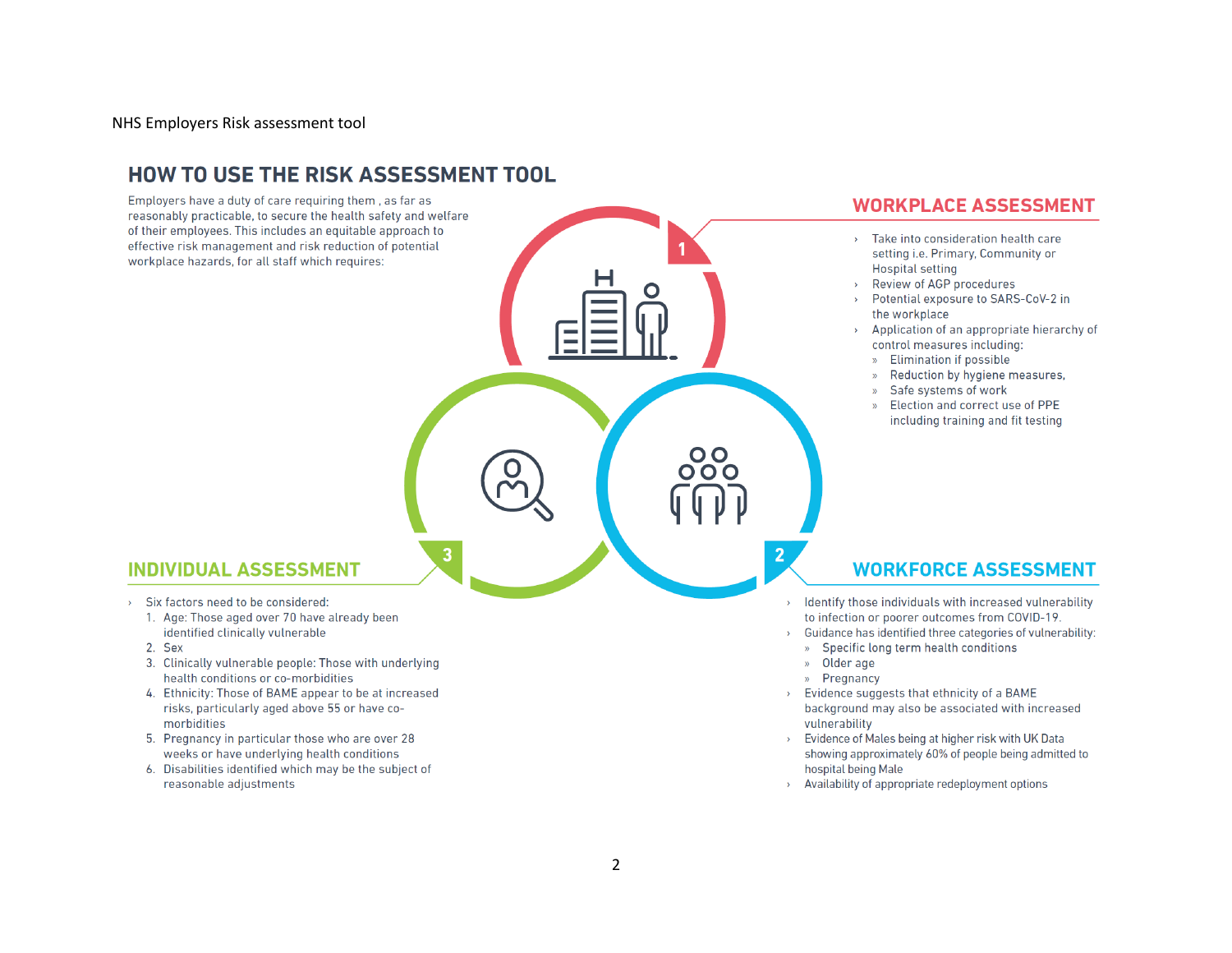NHS Employers Risk assessment tool

# HOW TO USE THE RISK ASSESSMENT TOOL

Employers have a duty of care requiring them , as far as reasonably practicable, to secure the health safety and welfare of their employees. This includes an equitable approach to effective risk management and risk reduction of potential workplace hazards, for all staff which requires:

## 1 WORKPLACE ASSESSMENT

- Take into consideration health care setting i.e. Primary, Community or Hospital setting
- Review of AGP procedures
- Potential exposure to SARS-CoV-2 in the workplace
- Application of an appropriate hierarchy of control measures including:
  - Elimination if possible
  - Reduction by hygiene measures,
  - Safe systems of work
  - Election and correct use of PPE including training and fit testing

## 2 WORKFORCE ASSESSMENT

- Identify those individuals with increased vulnerability to infection or poorer outcomes from COVID-19.
- Guidance has identified three categories of vulnerability:
  - Specific long term health conditions
  - Older age
  - Pregnancy
- Evidence suggests that ethnicity of a BAME background may also be associated with increased vulnerability
- Evidence of Males being at higher risk with UK Data showing approximately 60% of people being admitted to hospital being Male
- Availability of appropriate redeployment options

## 3 INDIVIDUAL ASSESSMENT

- Six factors need to be considered:
  1. Age: Those aged over 70 have already been identified clinically vulnerable
  2. Sex
  3. Clinically vulnerable people: Those with underlying health conditions or co-morbidities
  4. Ethnicity: Those of BAME appear to be at increased risks, particularly aged above 55 or have co-morbidities
  5. Pregnancy in particular those who are over 28 weeks or have underlying health conditions
  6. Disabilities identified which may be the subject of reasonable adjustments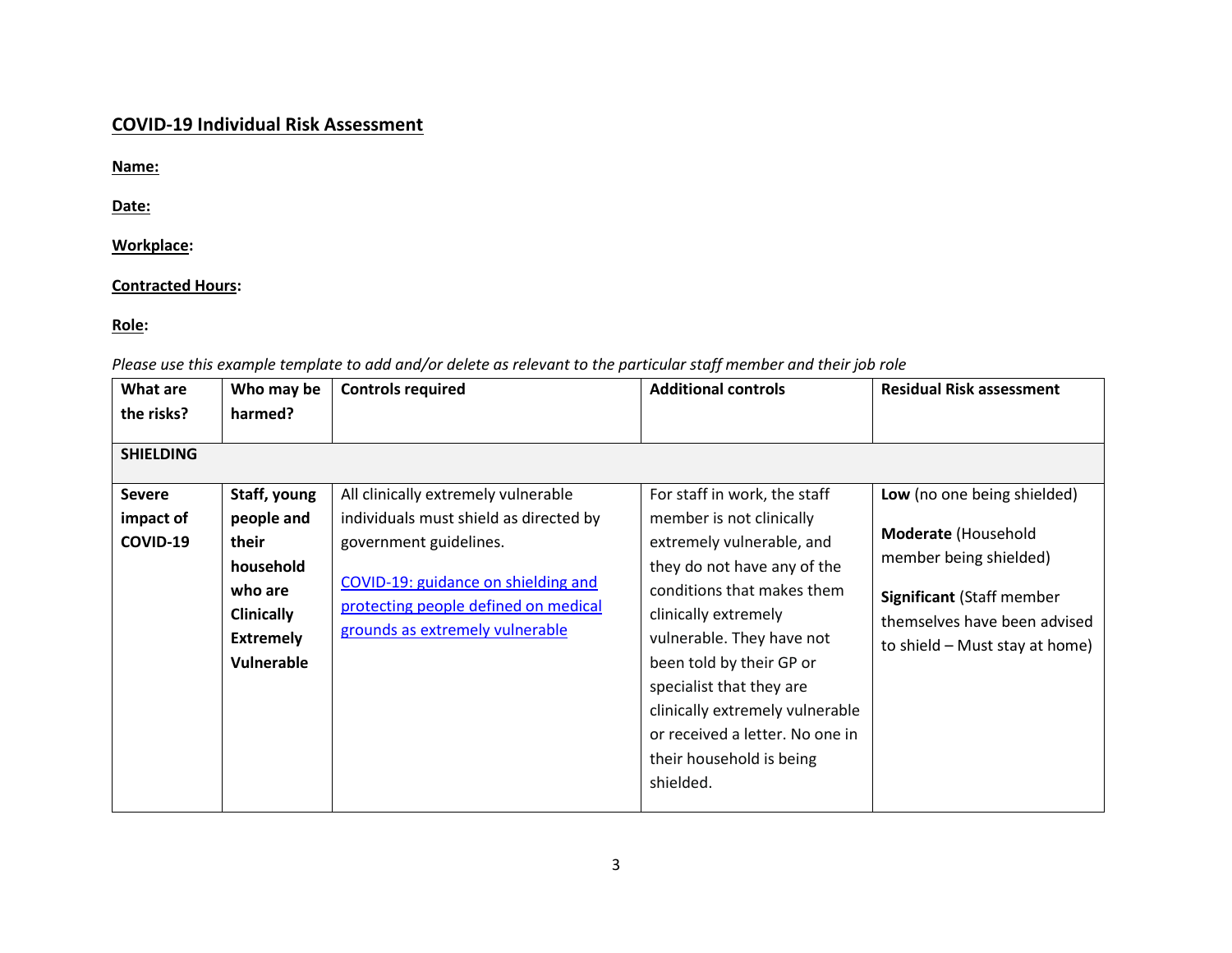## COVID-19 Individual Risk Assessment

**Name:**

**Date:**

**Workplace:**

**Contracted Hours:**

**Role:**

*Please use this example template to add and/or delete as relevant to the particular staff member and their job role*

| What are the risks? | Who may be harmed? | Controls required | Additional controls | Residual Risk assessment |
|---|---|---|---|---|
| **SHIELDING** | | | | |
| **Severe impact of COVID-19** | **Staff, young people and their household who are Clinically Extremely Vulnerable** | All clinically extremely vulnerable individuals must shield as directed by government guidelines.<br><br>[COVID-19: guidance on shielding and protecting people defined on medical grounds as extremely vulnerable] | For staff in work, the staff member is not clinically extremely vulnerable, and they do not have any of the conditions that makes them clinically extremely vulnerable. They have not been told by their GP or specialist that they are clinically extremely vulnerable or received a letter. No one in their household is being shielded. | **Low** (no one being shielded)<br><br>**Moderate** (Household member being shielded)<br><br>**Significant** (Staff member themselves have been advised to shield – Must stay at home) |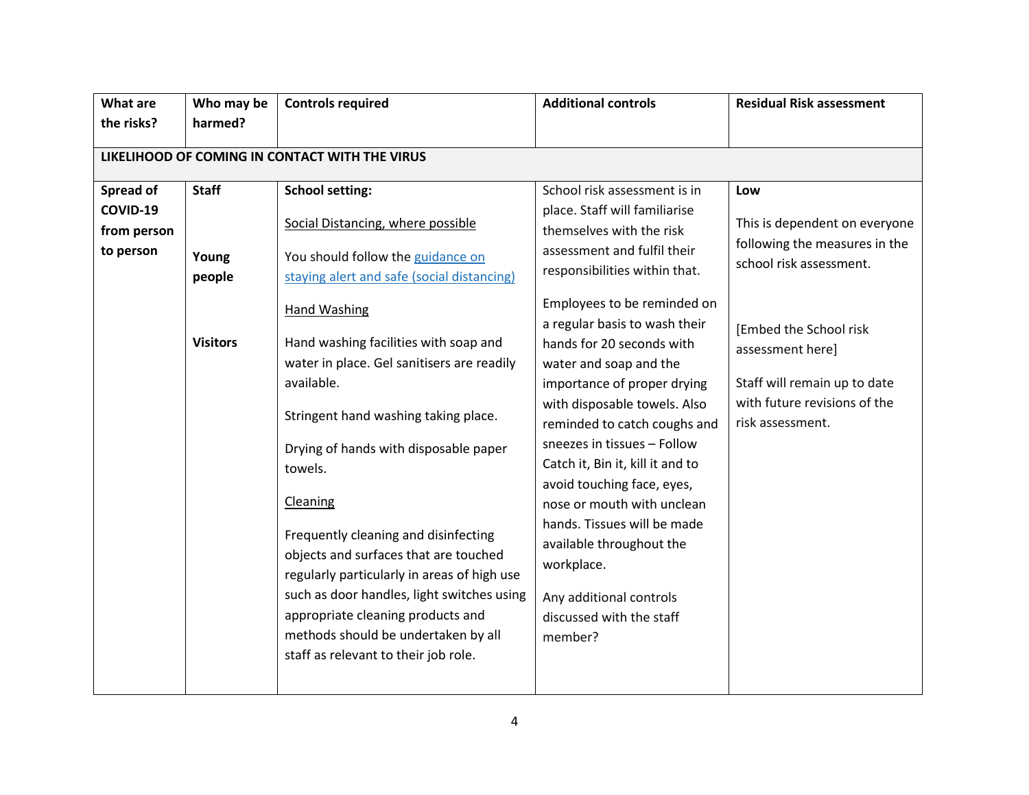| What are the risks? | Who may be harmed? | Controls required | Additional controls | Residual Risk assessment |
|---|---|---|---|---|
| **LIKELIHOOD OF COMING IN CONTACT WITH THE VIRUS** | | | | |
| **Spread of COVID-19 from person to person** | **Staff**<br><br>**Young people**<br><br>**Visitors** | **School setting:**<br><br><u>Social Distancing, where possible</u><br><br>You should follow the [guidance on staying alert and safe (social distancing)]()<br><br><u>Hand Washing</u><br><br>Hand washing facilities with soap and water in place. Gel sanitisers are readily available.<br><br>Stringent hand washing taking place.<br><br>Drying of hands with disposable paper towels.<br><br><u>Cleaning</u><br><br>Frequently cleaning and disinfecting objects and surfaces that are touched regularly particularly in areas of high use such as door handles, light switches using appropriate cleaning products and methods should be undertaken by all staff as relevant to their job role. | School risk assessment is in place. Staff will familiarise themselves with the risk assessment and fulfil their responsibilities within that.<br><br>Employees to be reminded on a regular basis to wash their hands for 20 seconds with water and soap and the importance of proper drying with disposable towels. Also reminded to catch coughs and sneezes in tissues – Follow Catch it, Bin it, kill it and to avoid touching face, eyes, nose or mouth with unclean hands. Tissues will be made available throughout the workplace.<br><br>Any additional controls discussed with the staff member? | **Low**<br><br>This is dependent on everyone following the measures in the school risk assessment.<br><br>[Embed the School risk assessment here]<br><br>Staff will remain up to date with future revisions of the risk assessment. |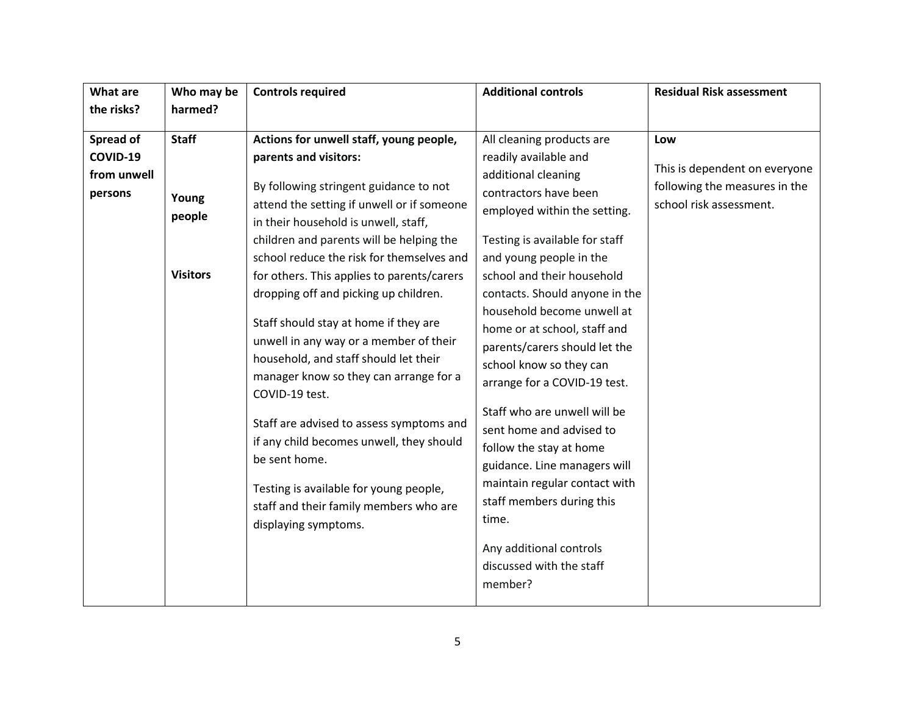| What are the risks? | Who may be harmed? | Controls required | Additional controls | Residual Risk assessment |
|---|---|---|---|---|
| **Spread of COVID-19 from unwell persons** | **Staff**<br><br>**Young people**<br><br>**Visitors** | **Actions for unwell staff, young people, parents and visitors:**<br><br>By following stringent guidance to not attend the setting if unwell or if someone in their household is unwell, staff, children and parents will be helping the school reduce the risk for themselves and for others. This applies to parents/carers dropping off and picking up children.<br><br>Staff should stay at home if they are unwell in any way or a member of their household, and staff should let their manager know so they can arrange for a COVID-19 test.<br><br>Staff are advised to assess symptoms and if any child becomes unwell, they should be sent home.<br><br>Testing is available for young people, staff and their family members who are displaying symptoms. | All cleaning products are readily available and additional cleaning contractors have been employed within the setting.<br><br>Testing is available for staff and young people in the school and their household contacts. Should anyone in the household become unwell at home or at school, staff and parents/carers should let the school know so they can arrange for a COVID-19 test.<br><br>Staff who are unwell will be sent home and advised to follow the stay at home guidance. Line managers will maintain regular contact with staff members during this time.<br><br>Any additional controls discussed with the staff member? | **Low**<br><br>This is dependent on everyone following the measures in the school risk assessment. |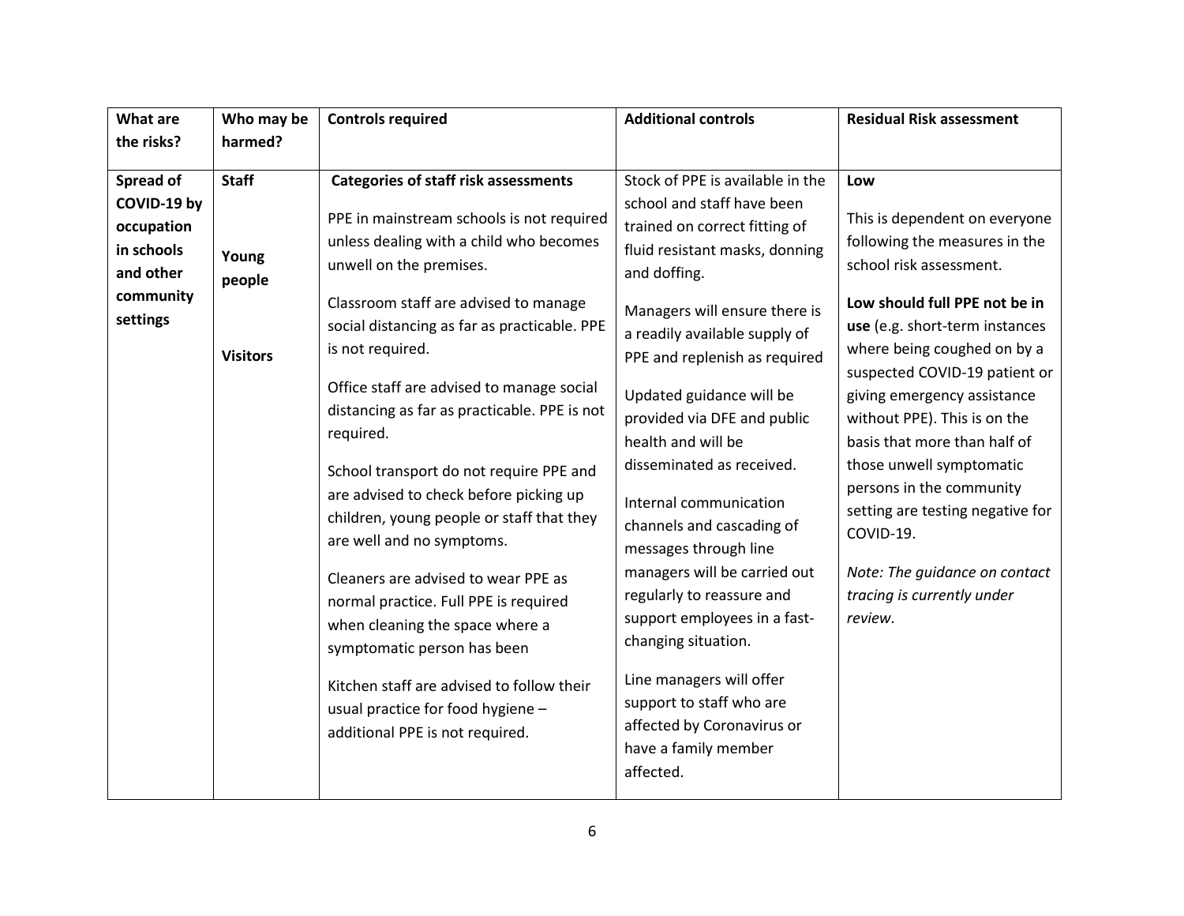| What are the risks? | Who may be harmed? | Controls required | Additional controls | Residual Risk assessment |
|---|---|---|---|---|
| **Spread of COVID-19 by occupation in schools and other community settings** | **Staff**<br><br>**Young people**<br><br>**Visitors** | **Categories of staff risk assessments**<br><br>PPE in mainstream schools is not required unless dealing with a child who becomes unwell on the premises.<br><br>Classroom staff are advised to manage social distancing as far as practicable. PPE is not required.<br><br>Office staff are advised to manage social distancing as far as practicable. PPE is not required.<br><br>School transport do not require PPE and are advised to check before picking up children, young people or staff that they are well and no symptoms.<br><br>Cleaners are advised to wear PPE as normal practice. Full PPE is required when cleaning the space where a symptomatic person has been<br><br>Kitchen staff are advised to follow their usual practice for food hygiene – additional PPE is not required. | Stock of PPE is available in the school and staff have been trained on correct fitting of fluid resistant masks, donning and doffing.<br><br>Managers will ensure there is a readily available supply of PPE and replenish as required<br><br>Updated guidance will be provided via DFE and public health and will be disseminated as received.<br><br>Internal communication channels and cascading of messages through line managers will be carried out regularly to reassure and support employees in a fast-changing situation.<br><br>Line managers will offer support to staff who are affected by Coronavirus or have a family member affected. | **Low**<br><br>This is dependent on everyone following the measures in the school risk assessment.<br><br>**Low should full PPE not be in use** (e.g. short-term instances where being coughed on by a suspected COVID-19 patient or giving emergency assistance without PPE). This is on the basis that more than half of those unwell symptomatic persons in the community setting are testing negative for COVID-19.<br><br>*Note: The guidance on contact tracing is currently under review.* |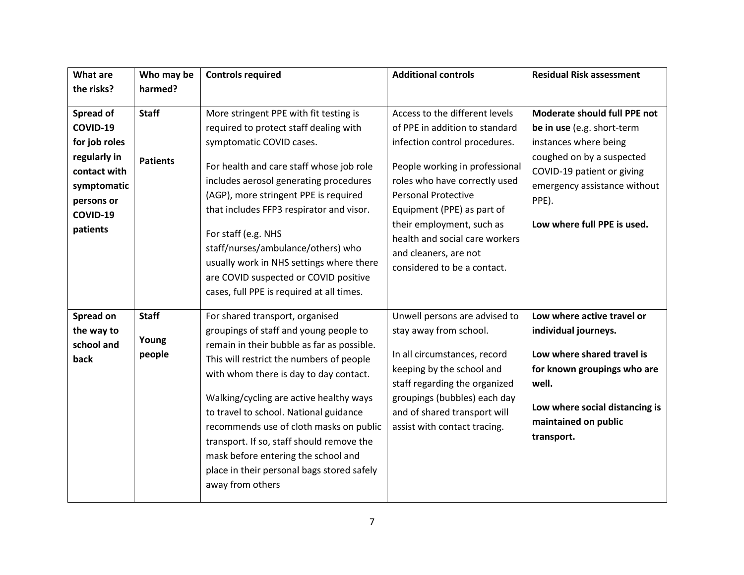| What are the risks? | Who may be harmed? | Controls required | Additional controls | Residual Risk assessment |
|---|---|---|---|---|
| **Spread of COVID-19 for job roles regularly in contact with symptomatic persons or COVID-19 patients** | **Staff**<br><br>**Patients** | More stringent PPE with fit testing is required to protect staff dealing with symptomatic COVID cases.<br><br>For health and care staff whose job role includes aerosol generating procedures (AGP), more stringent PPE is required that includes FFP3 respirator and visor.<br><br>For staff (e.g. NHS staff/nurses/ambulance/others) who usually work in NHS settings where there are COVID suspected or COVID positive cases, full PPE is required at all times. | Access to the different levels of PPE in addition to standard infection control procedures.<br><br>People working in professional roles who have correctly used Personal Protective Equipment (PPE) as part of their employment, such as health and social care workers and cleaners, are not considered to be a contact. | **Moderate should full PPE not be in use** (e.g. short-term instances where being coughed on by a suspected COVID-19 patient or giving emergency assistance without PPE).<br><br>**Low where full PPE is used.** |
| **Spread on the way to school and back** | **Staff**<br><br>**Young people** | For shared transport, organised groupings of staff and young people to remain in their bubble as far as possible. This will restrict the numbers of people with whom there is day to day contact.<br><br>Walking/cycling are active healthy ways to travel to school. National guidance recommends use of cloth masks on public transport. If so, staff should remove the mask before entering the school and place in their personal bags stored safely away from others | Unwell persons are advised to stay away from school.<br><br>In all circumstances, record keeping by the school and staff regarding the organized groupings (bubbles) each day and of shared transport will assist with contact tracing. | **Low where active travel or individual journeys.**<br><br>**Low where shared travel is for known groupings who are well.**<br><br>**Low where social distancing is maintained on public transport.** |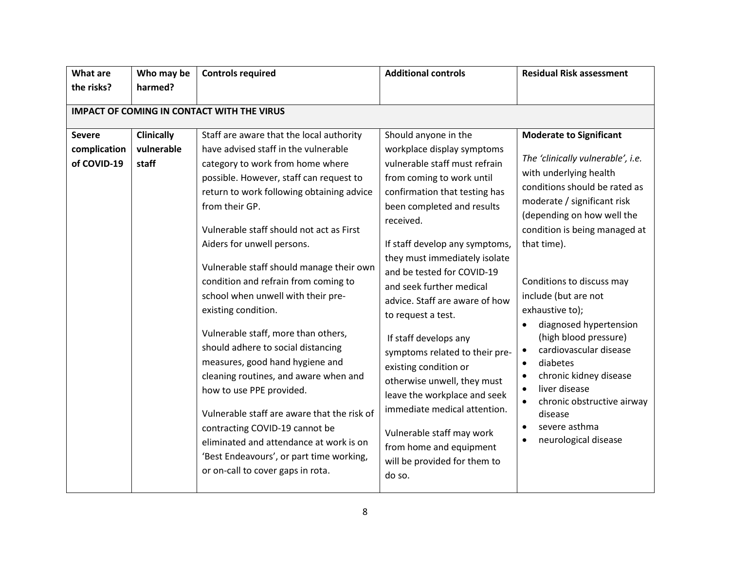| What are the risks? | Who may be harmed? | Controls required | Additional controls | Residual Risk assessment |
|---|---|---|---|---|
| **IMPACT OF COMING IN CONTACT WITH THE VIRUS** | | | | |
| **Severe complication of COVID-19** | **Clinically vulnerable staff** | Staff are aware that the local authority have advised staff in the vulnerable category to work from home where possible. However, staff can request to return to work following obtaining advice from their GP.<br><br>Vulnerable staff should not act as First Aiders for unwell persons.<br><br>Vulnerable staff should manage their own condition and refrain from coming to school when unwell with their pre-existing condition.<br><br>Vulnerable staff, more than others, should adhere to social distancing measures, good hand hygiene and cleaning routines, and aware when and how to use PPE provided.<br><br>Vulnerable staff are aware that the risk of contracting COVID-19 cannot be eliminated and attendance at work is on 'Best Endeavours', or part time working, or on-call to cover gaps in rota. | Should anyone in the workplace display symptoms vulnerable staff must refrain from coming to work until confirmation that testing has been completed and results received.<br><br>If staff develop any symptoms, they must immediately isolate and be tested for COVID-19 and seek further medical advice. Staff are aware of how to request a test.<br><br>If staff develops any symptoms related to their pre-existing condition or otherwise unwell, they must leave the workplace and seek immediate medical attention.<br><br>Vulnerable staff may work from home and equipment will be provided for them to do so. | **Moderate to Significant**<br><br>*The 'clinically vulnerable', i.e.* with underlying health conditions should be rated as moderate / significant risk (depending on how well the condition is being managed at that time).<br><br>Conditions to discuss may include (but are not exhaustive to);<br>• diagnosed hypertension (high blood pressure)<br>• cardiovascular disease<br>• diabetes<br>• chronic kidney disease<br>• liver disease<br>• chronic obstructive airway disease<br>• severe asthma<br>• neurological disease |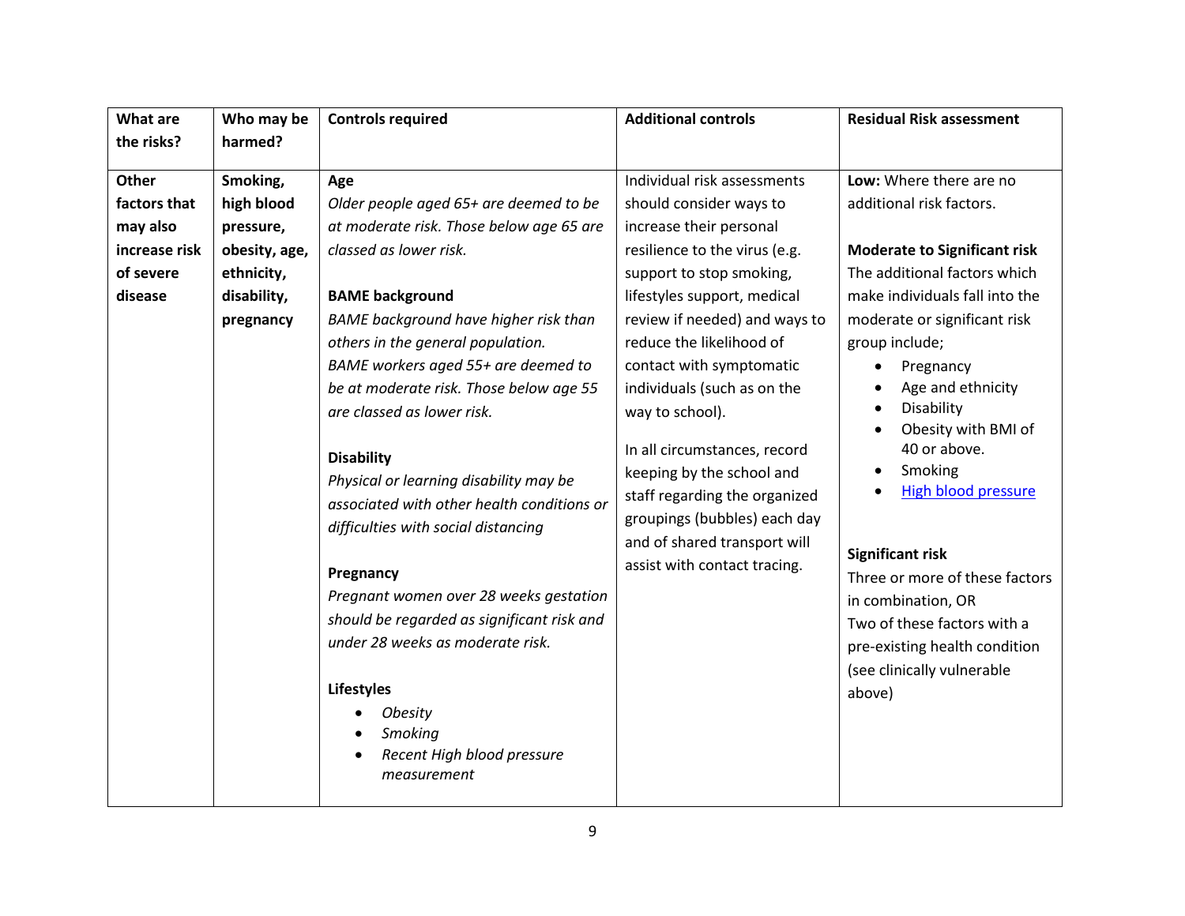| What are the risks? | Who may be harmed? | Controls required | Additional controls | Residual Risk assessment |
|---|---|---|---|---|
| **Other factors that may also increase risk of severe disease** | **Smoking, high blood pressure, obesity, age, ethnicity, disability, pregnancy** | **Age**<br>*Older people aged 65+ are deemed to be at moderate risk. Those below age 65 are classed as lower risk.*<br><br>**BAME background**<br>*BAME background have higher risk than others in the general population.*<br>*BAME workers aged 55+ are deemed to be at moderate risk. Those below age 55 are classed as lower risk.*<br><br>**Disability**<br>*Physical or learning disability may be associated with other health conditions or difficulties with social distancing*<br><br>**Pregnancy**<br>*Pregnant women over 28 weeks gestation should be regarded as significant risk and under 28 weeks as moderate risk.*<br><br>**Lifestyles**<br>• *Obesity*<br>• *Smoking*<br>• *Recent High blood pressure measurement* | Individual risk assessments should consider ways to increase their personal resilience to the virus (e.g. support to stop smoking, lifestyles support, medical review if needed) and ways to reduce the likelihood of contact with symptomatic individuals (such as on the way to school).<br><br>In all circumstances, record keeping by the school and staff regarding the organized groupings (bubbles) each day and of shared transport will assist with contact tracing. | **Low:** Where there are no additional risk factors.<br><br>**Moderate to Significant risk**<br>The additional factors which make individuals fall into the moderate or significant risk group include;<br>• Pregnancy<br>• Age and ethnicity<br>• Disability<br>• Obesity with BMI of 40 or above.<br>• Smoking<br>• High blood pressure<br><br>**Significant risk**<br>Three or more of these factors in combination, OR<br>Two of these factors with a pre-existing health condition (see clinically vulnerable above) |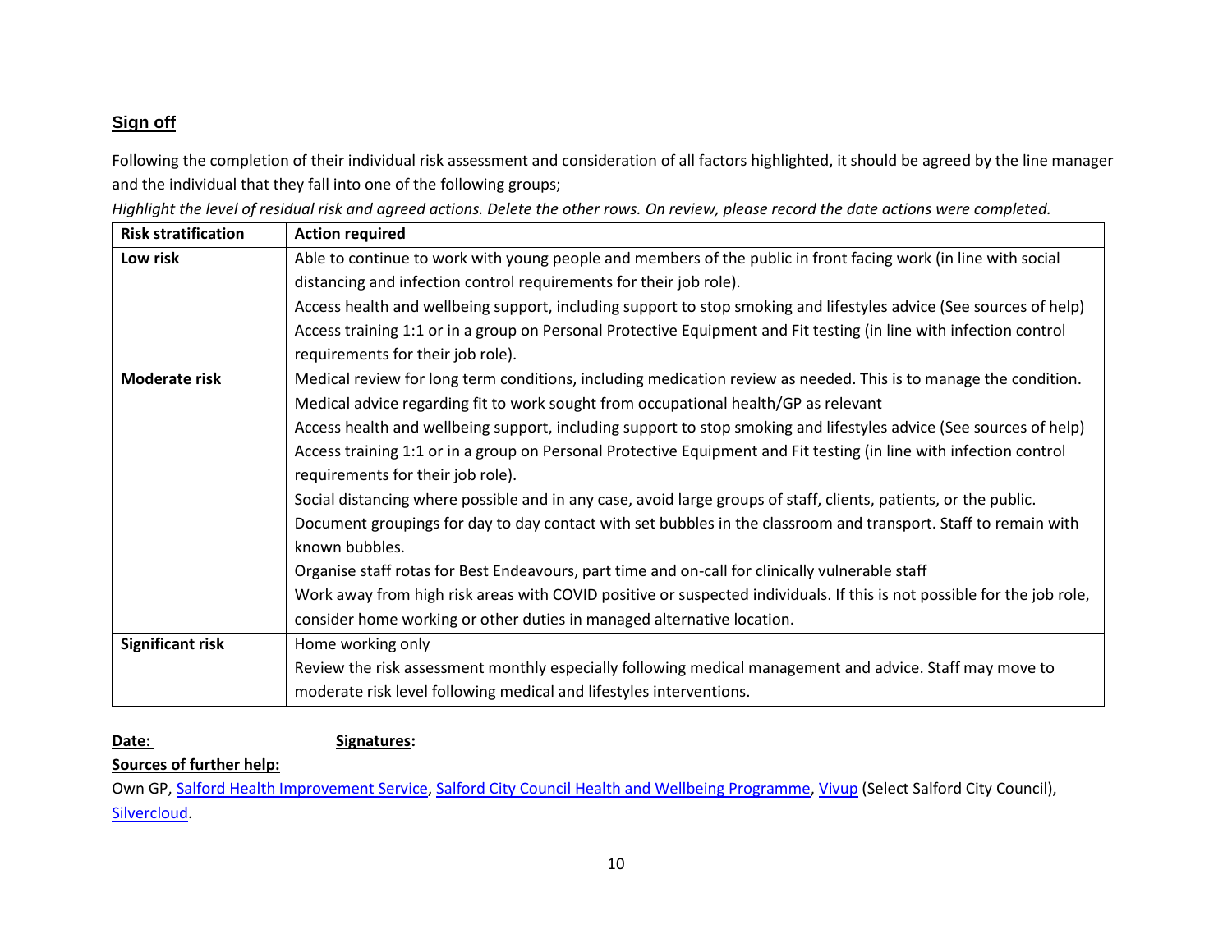## Sign off

Following the completion of their individual risk assessment and consideration of all factors highlighted, it should be agreed by the line manager and the individual that they fall into one of the following groups;

*Highlight the level of residual risk and agreed actions. Delete the other rows. On review, please record the date actions were completed.*

| Risk stratification | Action required |
|---|---|
| **Low risk** | Able to continue to work with young people and members of the public in front facing work (in line with social distancing and infection control requirements for their job role).<br>Access health and wellbeing support, including support to stop smoking and lifestyles advice (See sources of help)<br>Access training 1:1 or in a group on Personal Protective Equipment and Fit testing (in line with infection control requirements for their job role). |
| **Moderate risk** | Medical review for long term conditions, including medication review as needed. This is to manage the condition.<br>Medical advice regarding fit to work sought from occupational health/GP as relevant<br>Access health and wellbeing support, including support to stop smoking and lifestyles advice (See sources of help)<br>Access training 1:1 or in a group on Personal Protective Equipment and Fit testing (in line with infection control requirements for their job role).<br>Social distancing where possible and in any case, avoid large groups of staff, clients, patients, or the public.<br>Document groupings for day to day contact with set bubbles in the classroom and transport. Staff to remain with known bubbles.<br>Organise staff rotas for Best Endeavours, part time and on-call for clinically vulnerable staff<br>Work away from high risk areas with COVID positive or suspected individuals. If this is not possible for the job role, consider home working or other duties in managed alternative location. |
| **Significant risk** | Home working only<br>Review the risk assessment monthly especially following medical management and advice. Staff may move to moderate risk level following medical and lifestyles interventions. |

**Date:** **Signatures:**

**Sources of further help:**

Own GP, Salford Health Improvement Service, Salford City Council Health and Wellbeing Programme, Vivup (Select Salford City Council), Silvercloud.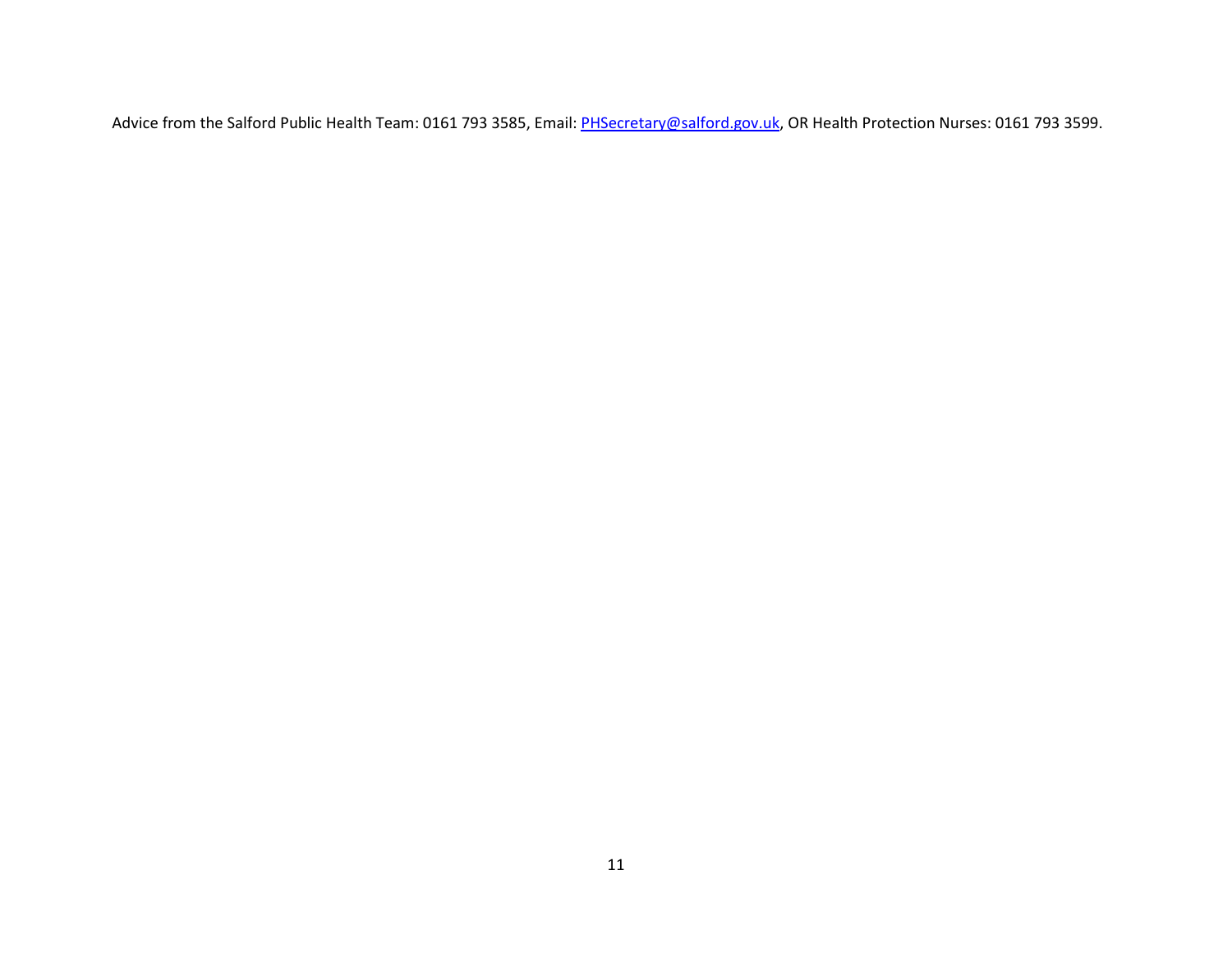Advice from the Salford Public Health Team: 0161 793 3585, Email: [PHSecretary@salford.gov.uk](mailto:PHSecretary@salford.gov.uk), OR Health Protection Nurses: 0161 793 3599.